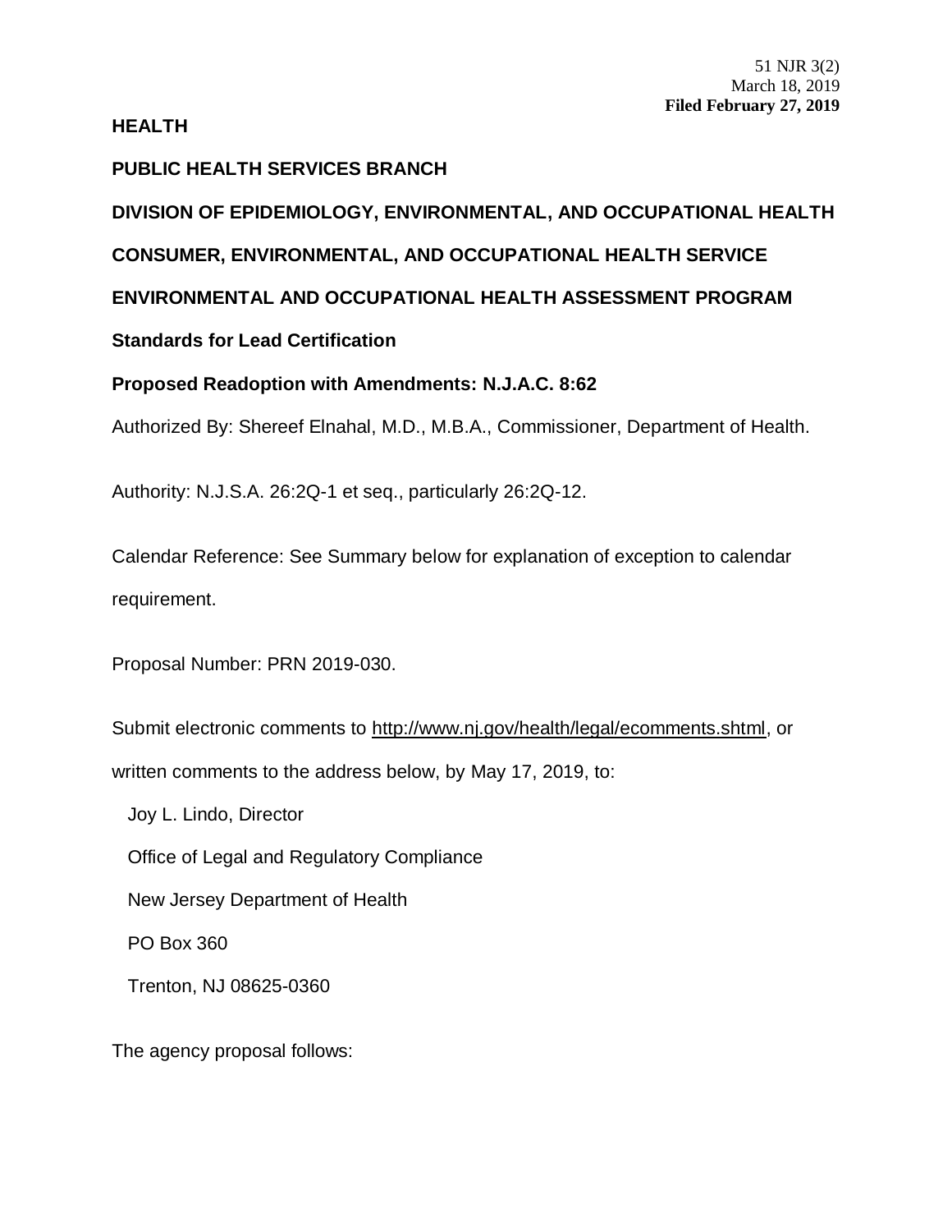51 NJR 3(2)
March 18, 2019
**Filed February 27, 2019**

**HEALTH**

**PUBLIC HEALTH SERVICES BRANCH**

**DIVISION OF EPIDEMIOLOGY, ENVIRONMENTAL, AND OCCUPATIONAL HEALTH**

**CONSUMER, ENVIRONMENTAL, AND OCCUPATIONAL HEALTH SERVICE**

**ENVIRONMENTAL AND OCCUPATIONAL HEALTH ASSESSMENT PROGRAM**

**Standards for Lead Certification**

**Proposed Readoption with Amendments: N.J.A.C. 8:62**

Authorized By: Shereef Elnahal, M.D., M.B.A., Commissioner, Department of Health.

Authority: N.J.S.A. 26:2Q-1 et seq., particularly 26:2Q-12.

Calendar Reference: See Summary below for explanation of exception to calendar requirement.

Proposal Number: PRN 2019-030.

Submit electronic comments to http://www.nj.gov/health/legal/ecomments.shtml, or written comments to the address below, by May 17, 2019, to:

Joy L. Lindo, Director
Office of Legal and Regulatory Compliance
New Jersey Department of Health
PO Box 360
Trenton, NJ 08625-0360

The agency proposal follows: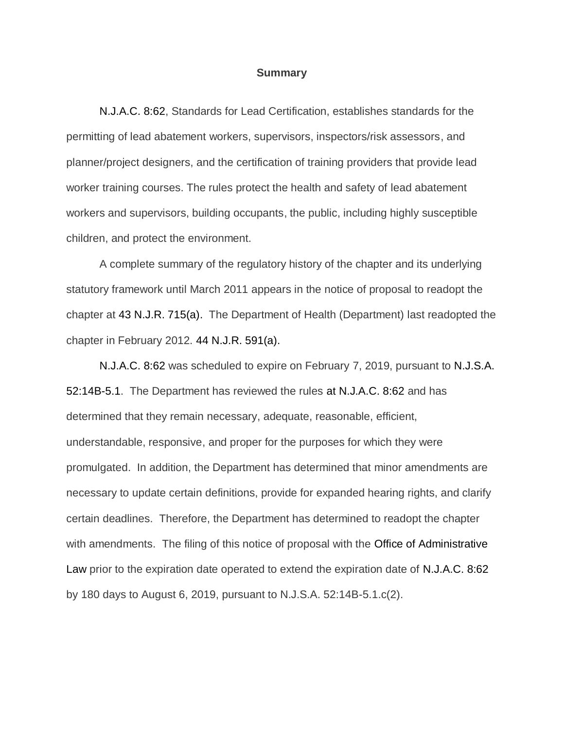## Summary

N.J.A.C. 8:62, Standards for Lead Certification, establishes standards for the permitting of lead abatement workers, supervisors, inspectors/risk assessors, and planner/project designers, and the certification of training providers that provide lead worker training courses. The rules protect the health and safety of lead abatement workers and supervisors, building occupants, the public, including highly susceptible children, and protect the environment.

A complete summary of the regulatory history of the chapter and its underlying statutory framework until March 2011 appears in the notice of proposal to readopt the chapter at 43 N.J.R. 715(a). The Department of Health (Department) last readopted the chapter in February 2012. 44 N.J.R. 591(a).

N.J.A.C. 8:62 was scheduled to expire on February 7, 2019, pursuant to N.J.S.A. 52:14B-5.1. The Department has reviewed the rules at N.J.A.C. 8:62 and has determined that they remain necessary, adequate, reasonable, efficient, understandable, responsive, and proper for the purposes for which they were promulgated. In addition, the Department has determined that minor amendments are necessary to update certain definitions, provide for expanded hearing rights, and clarify certain deadlines. Therefore, the Department has determined to readopt the chapter with amendments. The filing of this notice of proposal with the Office of Administrative Law prior to the expiration date operated to extend the expiration date of N.J.A.C. 8:62 by 180 days to August 6, 2019, pursuant to N.J.S.A. 52:14B-5.1.c(2).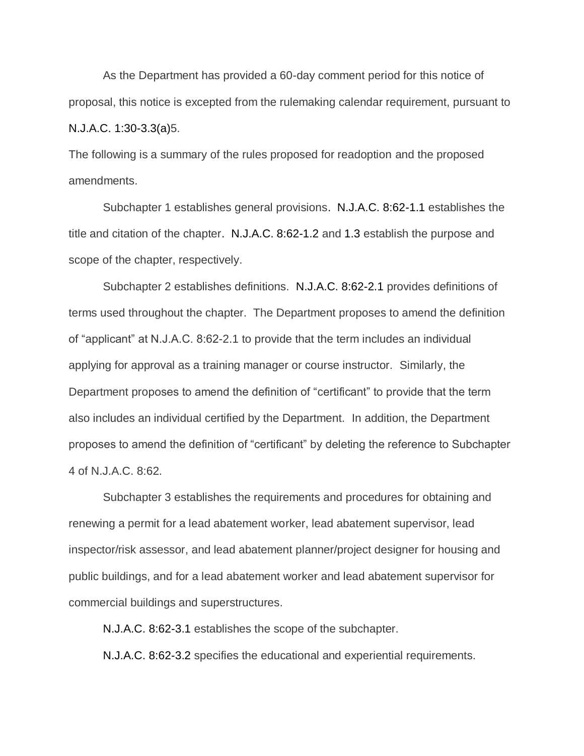As the Department has provided a 60-day comment period for this notice of proposal, this notice is excepted from the rulemaking calendar requirement, pursuant to N.J.A.C. 1:30-3.3(a)5.

The following is a summary of the rules proposed for readoption and the proposed amendments.

Subchapter 1 establishes general provisions. N.J.A.C. 8:62-1.1 establishes the title and citation of the chapter. N.J.A.C. 8:62-1.2 and 1.3 establish the purpose and scope of the chapter, respectively.

Subchapter 2 establishes definitions. N.J.A.C. 8:62-2.1 provides definitions of terms used throughout the chapter. The Department proposes to amend the definition of "applicant" at N.J.A.C. 8:62-2.1 to provide that the term includes an individual applying for approval as a training manager or course instructor. Similarly, the Department proposes to amend the definition of "certificant" to provide that the term also includes an individual certified by the Department. In addition, the Department proposes to amend the definition of "certificant" by deleting the reference to Subchapter 4 of N.J.A.C. 8:62.

Subchapter 3 establishes the requirements and procedures for obtaining and renewing a permit for a lead abatement worker, lead abatement supervisor, lead inspector/risk assessor, and lead abatement planner/project designer for housing and public buildings, and for a lead abatement worker and lead abatement supervisor for commercial buildings and superstructures.

N.J.A.C. 8:62-3.1 establishes the scope of the subchapter.

N.J.A.C. 8:62-3.2 specifies the educational and experiential requirements.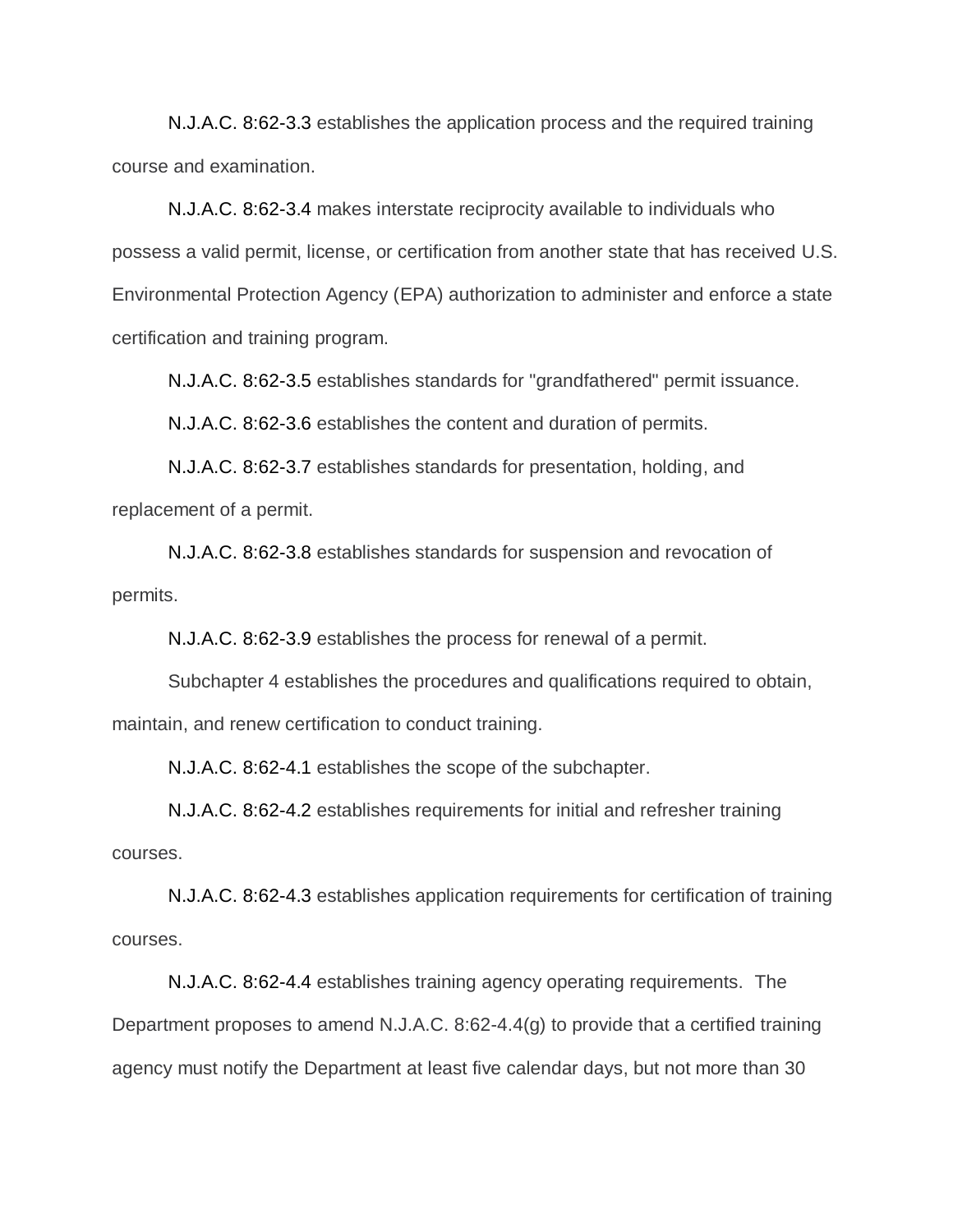N.J.A.C. 8:62-3.3 establishes the application process and the required training course and examination.

N.J.A.C. 8:62-3.4 makes interstate reciprocity available to individuals who possess a valid permit, license, or certification from another state that has received U.S. Environmental Protection Agency (EPA) authorization to administer and enforce a state certification and training program.

N.J.A.C. 8:62-3.5 establishes standards for "grandfathered" permit issuance.

N.J.A.C. 8:62-3.6 establishes the content and duration of permits.

N.J.A.C. 8:62-3.7 establishes standards for presentation, holding, and replacement of a permit.

N.J.A.C. 8:62-3.8 establishes standards for suspension and revocation of permits.

N.J.A.C. 8:62-3.9 establishes the process for renewal of a permit.

Subchapter 4 establishes the procedures and qualifications required to obtain, maintain, and renew certification to conduct training.

N.J.A.C. 8:62-4.1 establishes the scope of the subchapter.

N.J.A.C. 8:62-4.2 establishes requirements for initial and refresher training courses.

N.J.A.C. 8:62-4.3 establishes application requirements for certification of training courses.

N.J.A.C. 8:62-4.4 establishes training agency operating requirements. The Department proposes to amend N.J.A.C. 8:62-4.4(g) to provide that a certified training agency must notify the Department at least five calendar days, but not more than 30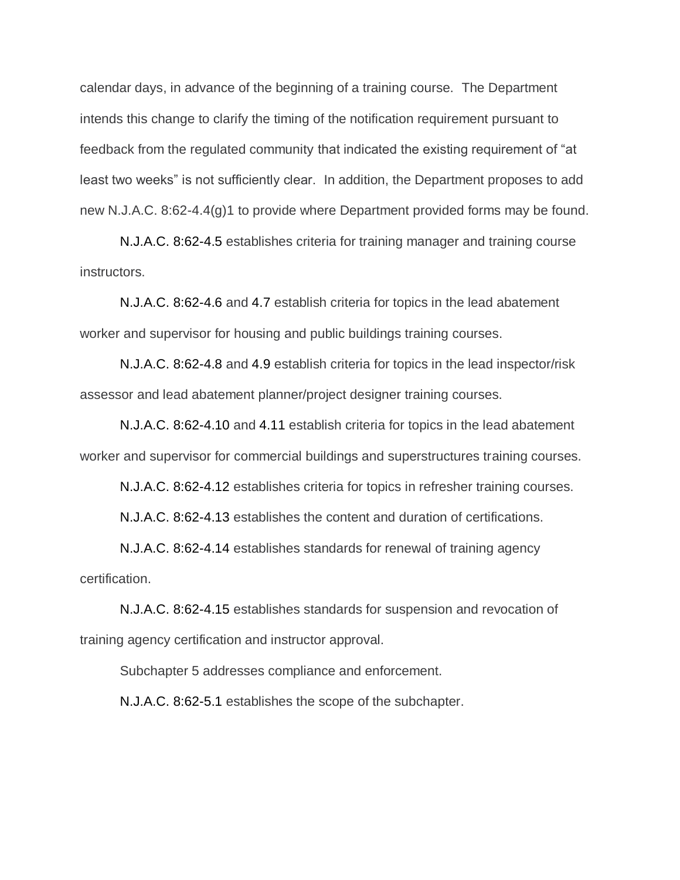calendar days, in advance of the beginning of a training course. The Department intends this change to clarify the timing of the notification requirement pursuant to feedback from the regulated community that indicated the existing requirement of "at least two weeks" is not sufficiently clear. In addition, the Department proposes to add new N.J.A.C. 8:62-4.4(g)1 to provide where Department provided forms may be found.

N.J.A.C. 8:62-4.5 establishes criteria for training manager and training course instructors.

N.J.A.C. 8:62-4.6 and 4.7 establish criteria for topics in the lead abatement worker and supervisor for housing and public buildings training courses.

N.J.A.C. 8:62-4.8 and 4.9 establish criteria for topics in the lead inspector/risk assessor and lead abatement planner/project designer training courses.

N.J.A.C. 8:62-4.10 and 4.11 establish criteria for topics in the lead abatement worker and supervisor for commercial buildings and superstructures training courses.

N.J.A.C. 8:62-4.12 establishes criteria for topics in refresher training courses.

N.J.A.C. 8:62-4.13 establishes the content and duration of certifications.

N.J.A.C. 8:62-4.14 establishes standards for renewal of training agency certification.

N.J.A.C. 8:62-4.15 establishes standards for suspension and revocation of training agency certification and instructor approval.

Subchapter 5 addresses compliance and enforcement.

N.J.A.C. 8:62-5.1 establishes the scope of the subchapter.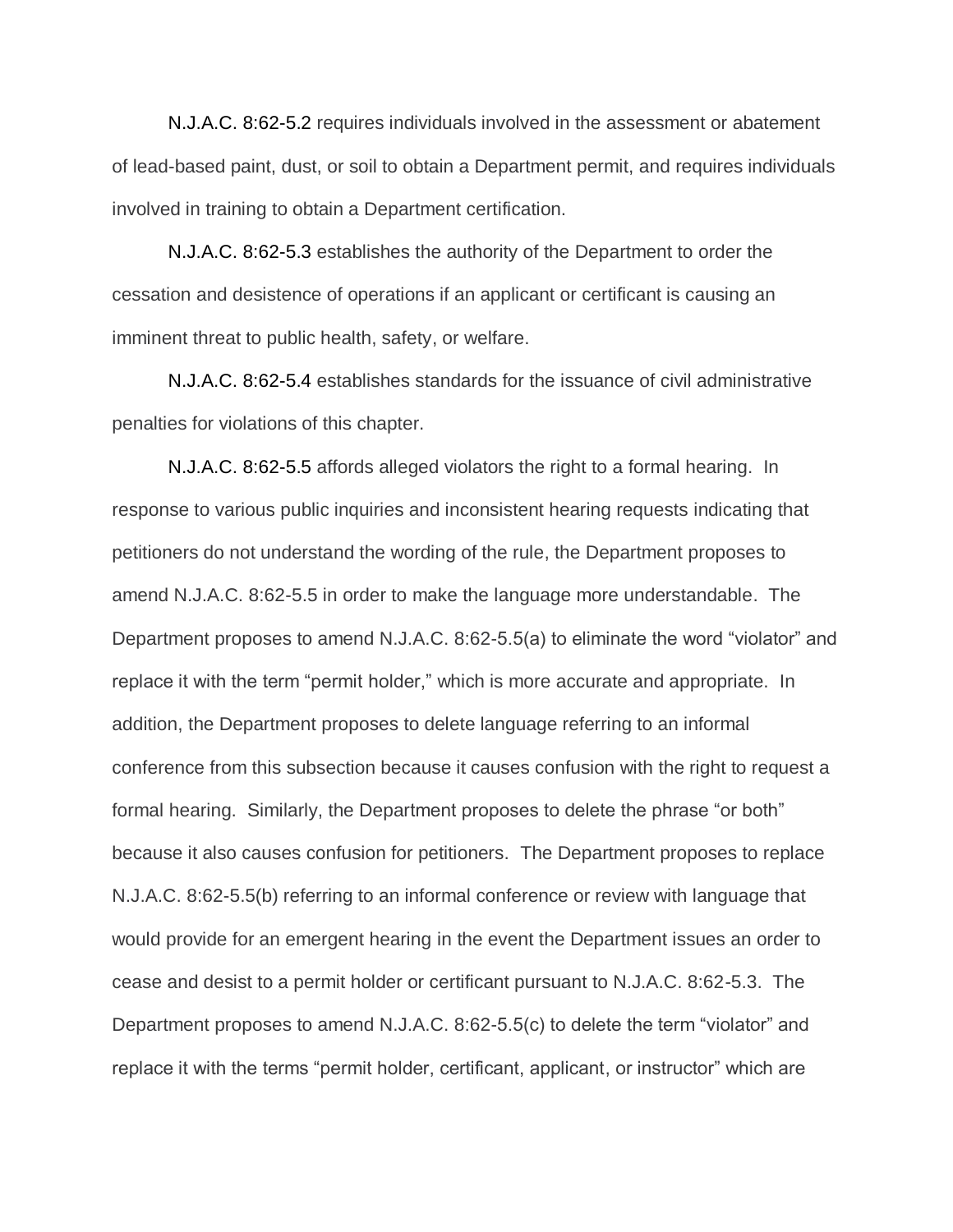N.J.A.C. 8:62-5.2 requires individuals involved in the assessment or abatement of lead-based paint, dust, or soil to obtain a Department permit, and requires individuals involved in training to obtain a Department certification.

N.J.A.C. 8:62-5.3 establishes the authority of the Department to order the cessation and desistence of operations if an applicant or certificant is causing an imminent threat to public health, safety, or welfare.

N.J.A.C. 8:62-5.4 establishes standards for the issuance of civil administrative penalties for violations of this chapter.

N.J.A.C. 8:62-5.5 affords alleged violators the right to a formal hearing. In response to various public inquiries and inconsistent hearing requests indicating that petitioners do not understand the wording of the rule, the Department proposes to amend N.J.A.C. 8:62-5.5 in order to make the language more understandable. The Department proposes to amend N.J.A.C. 8:62-5.5(a) to eliminate the word "violator" and replace it with the term "permit holder," which is more accurate and appropriate. In addition, the Department proposes to delete language referring to an informal conference from this subsection because it causes confusion with the right to request a formal hearing. Similarly, the Department proposes to delete the phrase "or both" because it also causes confusion for petitioners. The Department proposes to replace N.J.A.C. 8:62-5.5(b) referring to an informal conference or review with language that would provide for an emergent hearing in the event the Department issues an order to cease and desist to a permit holder or certificant pursuant to N.J.A.C. 8:62-5.3. The Department proposes to amend N.J.A.C. 8:62-5.5(c) to delete the term "violator" and replace it with the terms "permit holder, certificant, applicant, or instructor" which are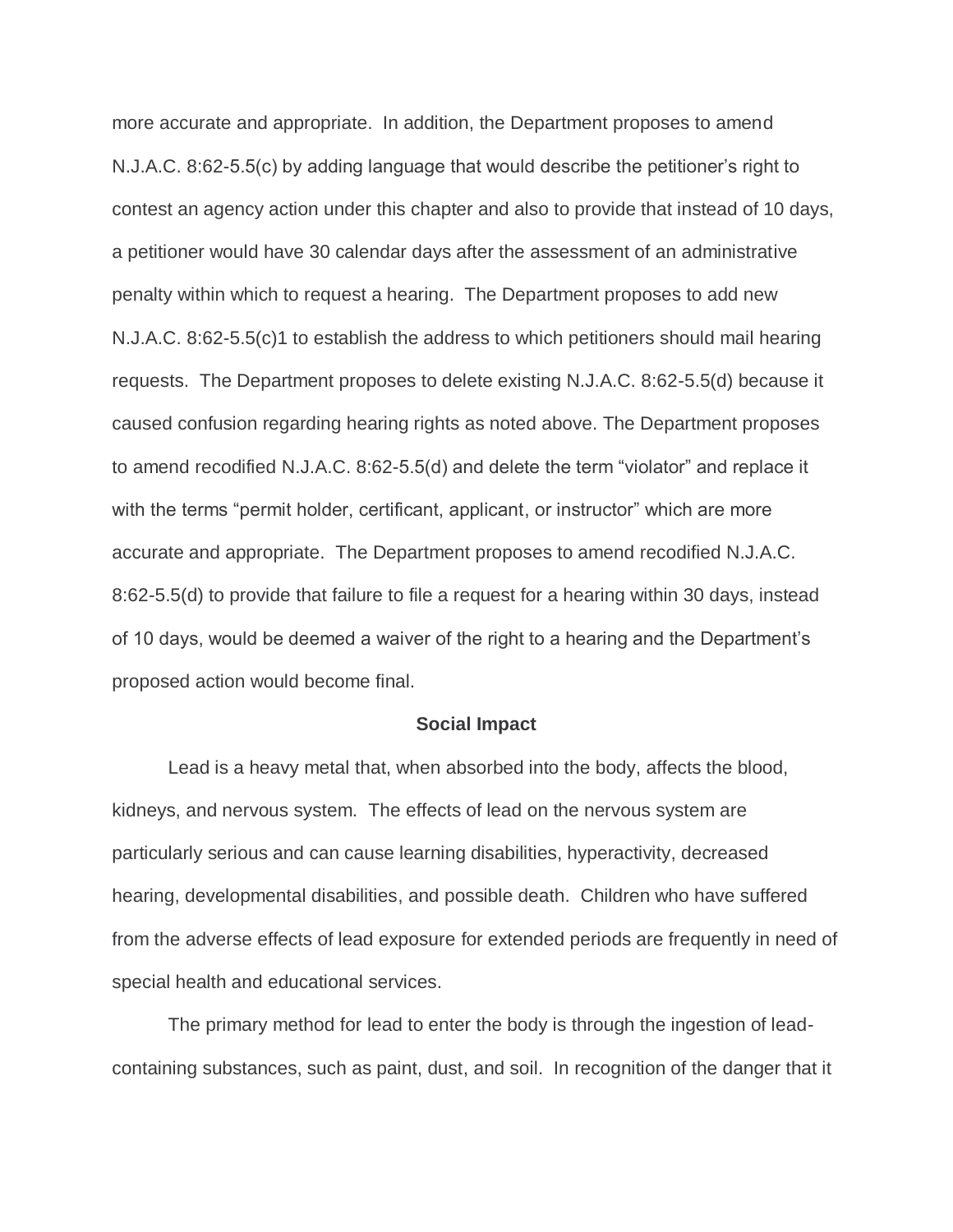more accurate and appropriate. In addition, the Department proposes to amend N.J.A.C. 8:62-5.5(c) by adding language that would describe the petitioner's right to contest an agency action under this chapter and also to provide that instead of 10 days, a petitioner would have 30 calendar days after the assessment of an administrative penalty within which to request a hearing. The Department proposes to add new N.J.A.C. 8:62-5.5(c)1 to establish the address to which petitioners should mail hearing requests. The Department proposes to delete existing N.J.A.C. 8:62-5.5(d) because it caused confusion regarding hearing rights as noted above. The Department proposes to amend recodified N.J.A.C. 8:62-5.5(d) and delete the term "violator" and replace it with the terms "permit holder, certificant, applicant, or instructor" which are more accurate and appropriate. The Department proposes to amend recodified N.J.A.C. 8:62-5.5(d) to provide that failure to file a request for a hearing within 30 days, instead of 10 days, would be deemed a waiver of the right to a hearing and the Department's proposed action would become final.

**Social Impact**

Lead is a heavy metal that, when absorbed into the body, affects the blood, kidneys, and nervous system. The effects of lead on the nervous system are particularly serious and can cause learning disabilities, hyperactivity, decreased hearing, developmental disabilities, and possible death. Children who have suffered from the adverse effects of lead exposure for extended periods are frequently in need of special health and educational services.

The primary method for lead to enter the body is through the ingestion of lead-containing substances, such as paint, dust, and soil. In recognition of the danger that it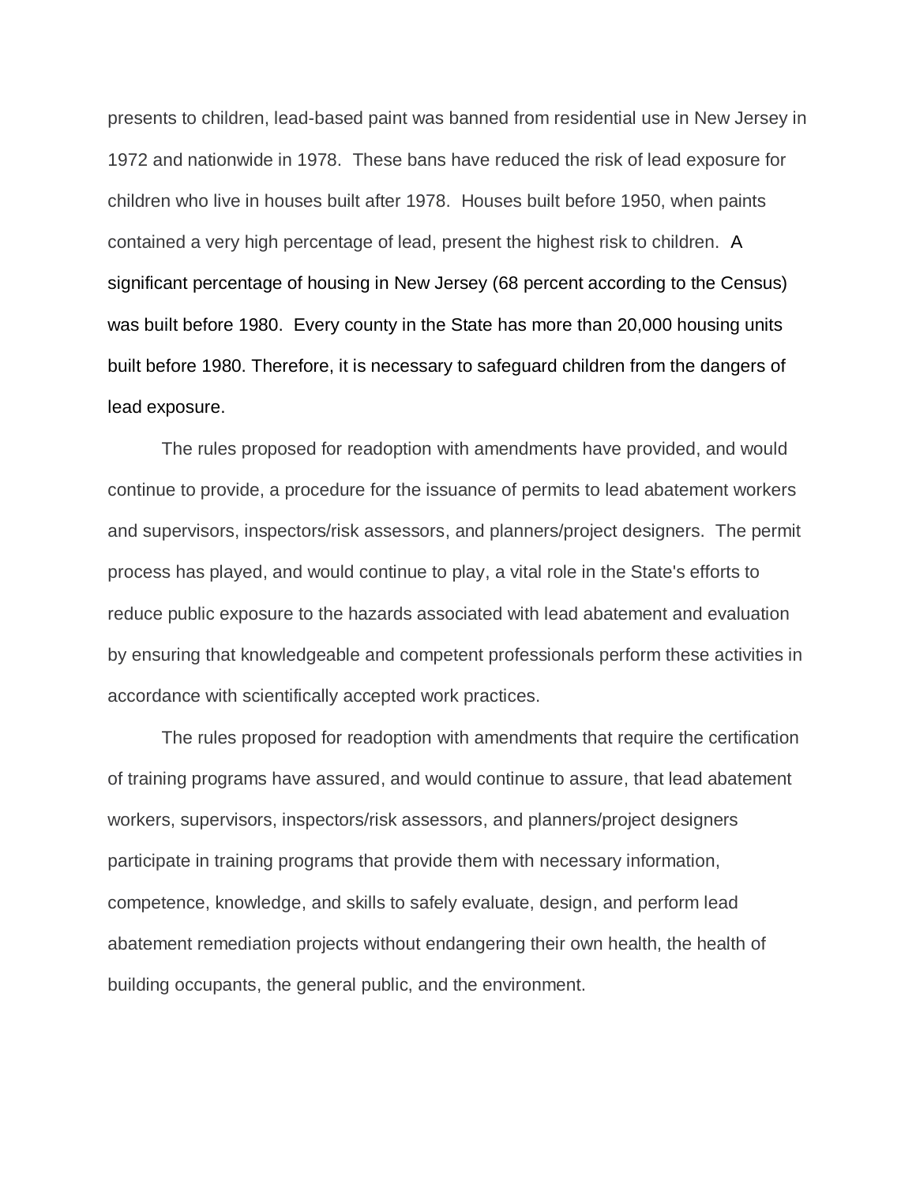presents to children, lead-based paint was banned from residential use in New Jersey in 1972 and nationwide in 1978. These bans have reduced the risk of lead exposure for children who live in houses built after 1978. Houses built before 1950, when paints contained a very high percentage of lead, present the highest risk to children. A significant percentage of housing in New Jersey (68 percent according to the Census) was built before 1980. Every county in the State has more than 20,000 housing units built before 1980. Therefore, it is necessary to safeguard children from the dangers of lead exposure.

The rules proposed for readoption with amendments have provided, and would continue to provide, a procedure for the issuance of permits to lead abatement workers and supervisors, inspectors/risk assessors, and planners/project designers. The permit process has played, and would continue to play, a vital role in the State's efforts to reduce public exposure to the hazards associated with lead abatement and evaluation by ensuring that knowledgeable and competent professionals perform these activities in accordance with scientifically accepted work practices.

The rules proposed for readoption with amendments that require the certification of training programs have assured, and would continue to assure, that lead abatement workers, supervisors, inspectors/risk assessors, and planners/project designers participate in training programs that provide them with necessary information, competence, knowledge, and skills to safely evaluate, design, and perform lead abatement remediation projects without endangering their own health, the health of building occupants, the general public, and the environment.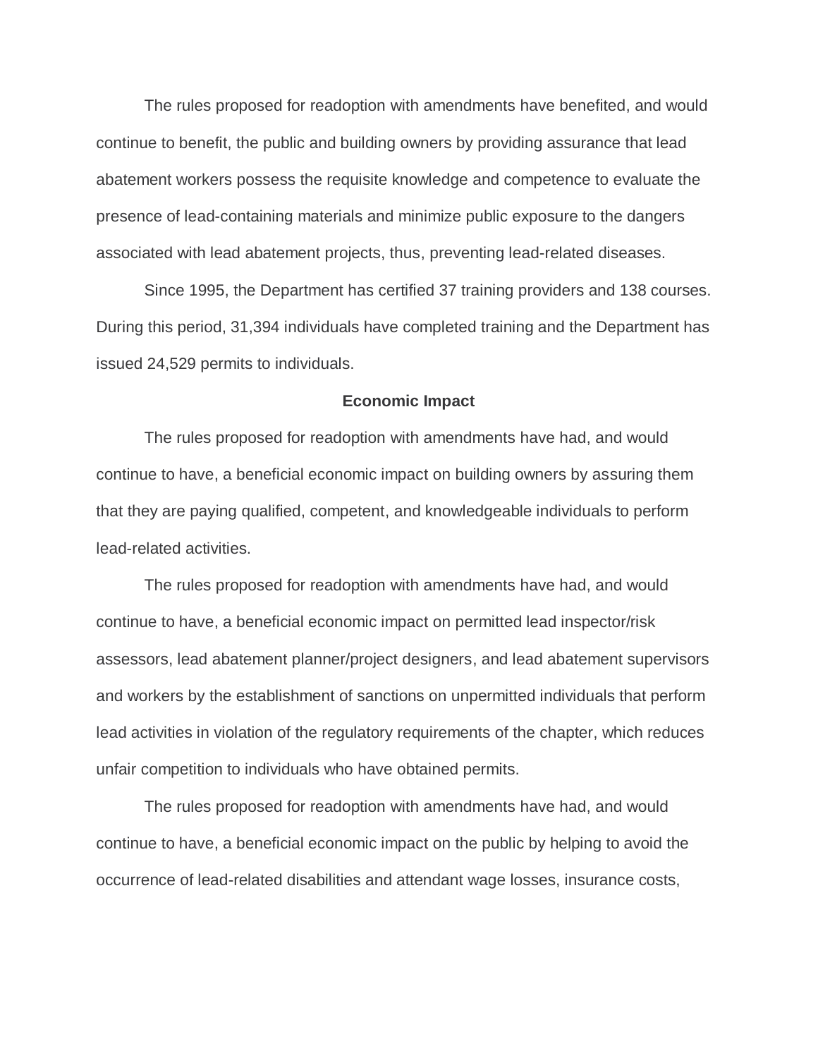The rules proposed for readoption with amendments have benefited, and would continue to benefit, the public and building owners by providing assurance that lead abatement workers possess the requisite knowledge and competence to evaluate the presence of lead-containing materials and minimize public exposure to the dangers associated with lead abatement projects, thus, preventing lead-related diseases.

Since 1995, the Department has certified 37 training providers and 138 courses. During this period, 31,394 individuals have completed training and the Department has issued 24,529 permits to individuals.

### Economic Impact

The rules proposed for readoption with amendments have had, and would continue to have, a beneficial economic impact on building owners by assuring them that they are paying qualified, competent, and knowledgeable individuals to perform lead-related activities.

The rules proposed for readoption with amendments have had, and would continue to have, a beneficial economic impact on permitted lead inspector/risk assessors, lead abatement planner/project designers, and lead abatement supervisors and workers by the establishment of sanctions on unpermitted individuals that perform lead activities in violation of the regulatory requirements of the chapter, which reduces unfair competition to individuals who have obtained permits.

The rules proposed for readoption with amendments have had, and would continue to have, a beneficial economic impact on the public by helping to avoid the occurrence of lead-related disabilities and attendant wage losses, insurance costs,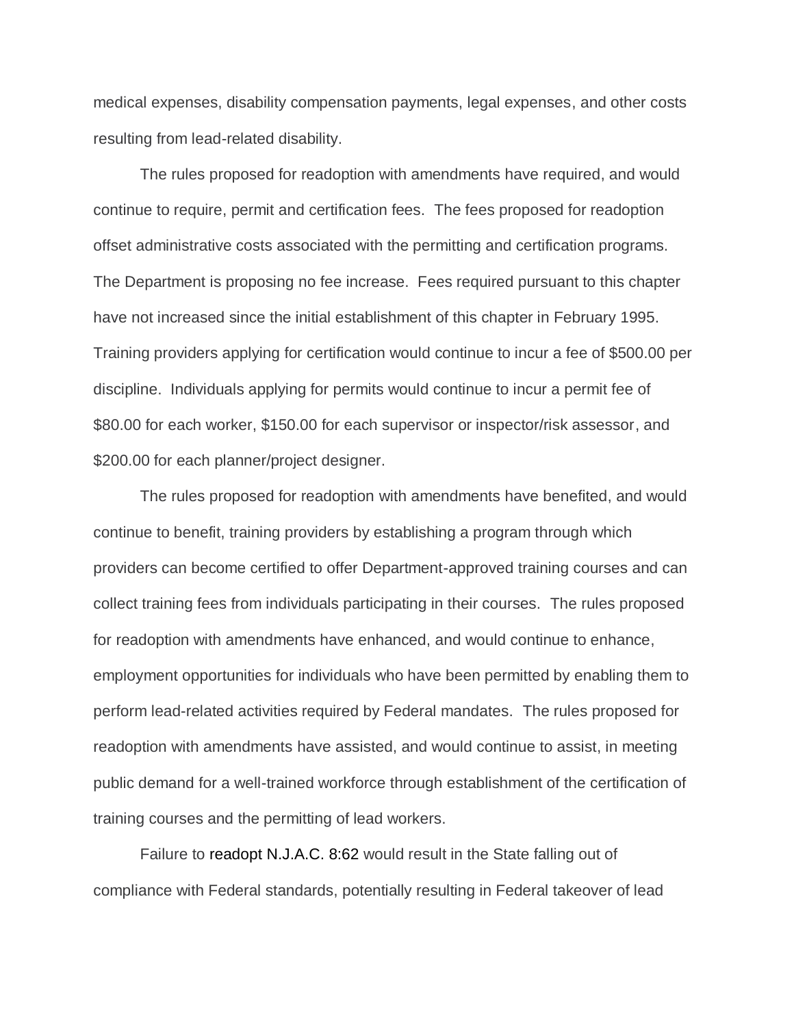medical expenses, disability compensation payments, legal expenses, and other costs resulting from lead-related disability.

The rules proposed for readoption with amendments have required, and would continue to require, permit and certification fees. The fees proposed for readoption offset administrative costs associated with the permitting and certification programs. The Department is proposing no fee increase. Fees required pursuant to this chapter have not increased since the initial establishment of this chapter in February 1995. Training providers applying for certification would continue to incur a fee of $500.00 per discipline. Individuals applying for permits would continue to incur a permit fee of $80.00 for each worker, $150.00 for each supervisor or inspector/risk assessor, and $200.00 for each planner/project designer.

The rules proposed for readoption with amendments have benefited, and would continue to benefit, training providers by establishing a program through which providers can become certified to offer Department-approved training courses and can collect training fees from individuals participating in their courses. The rules proposed for readoption with amendments have enhanced, and would continue to enhance, employment opportunities for individuals who have been permitted by enabling them to perform lead-related activities required by Federal mandates. The rules proposed for readoption with amendments have assisted, and would continue to assist, in meeting public demand for a well-trained workforce through establishment of the certification of training courses and the permitting of lead workers.

Failure to readopt N.J.A.C. 8:62 would result in the State falling out of compliance with Federal standards, potentially resulting in Federal takeover of lead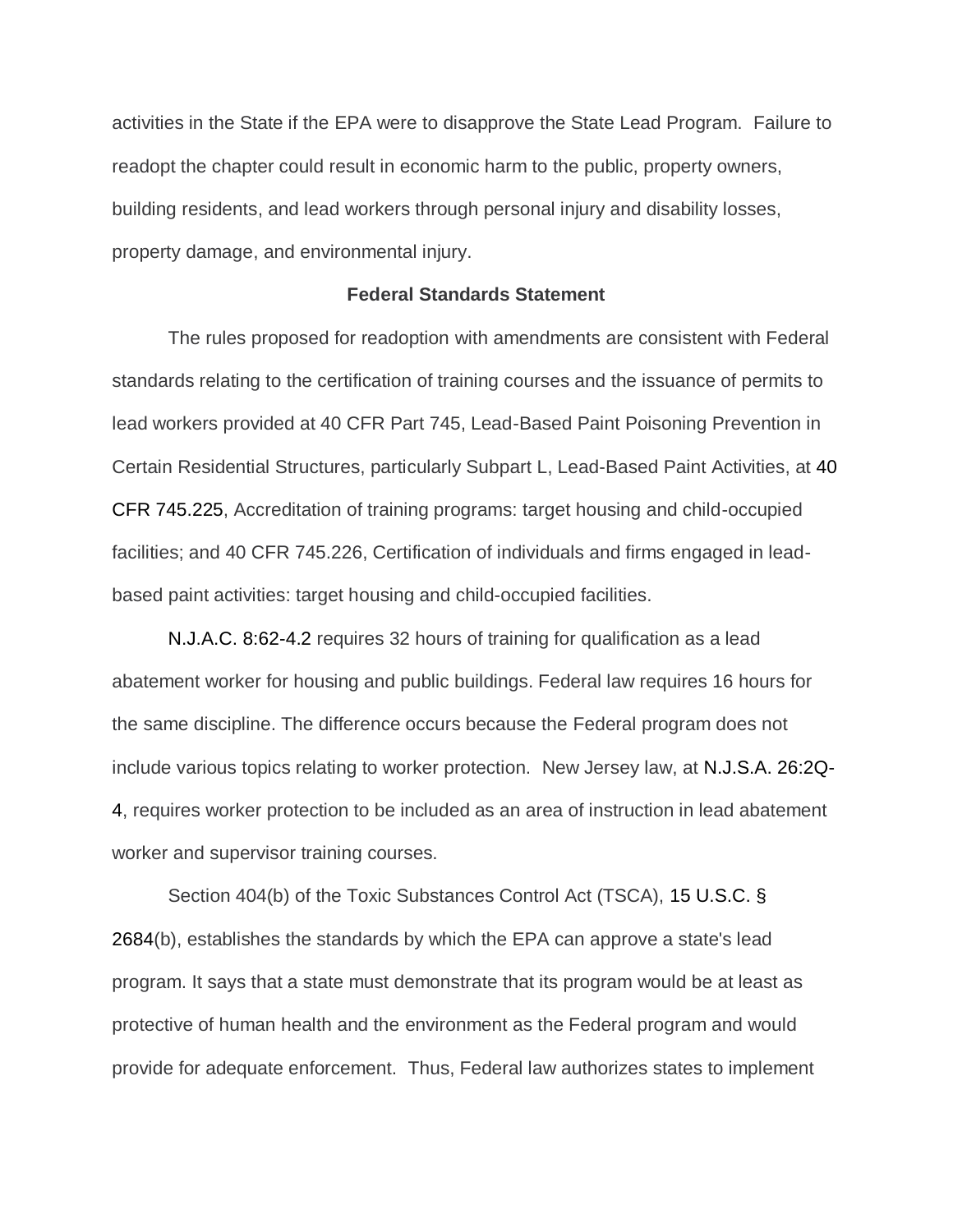activities in the State if the EPA were to disapprove the State Lead Program. Failure to readopt the chapter could result in economic harm to the public, property owners, building residents, and lead workers through personal injury and disability losses, property damage, and environmental injury.

**Federal Standards Statement**

The rules proposed for readoption with amendments are consistent with Federal standards relating to the certification of training courses and the issuance of permits to lead workers provided at 40 CFR Part 745, Lead-Based Paint Poisoning Prevention in Certain Residential Structures, particularly Subpart L, Lead-Based Paint Activities, at 40 CFR 745.225, Accreditation of training programs: target housing and child-occupied facilities; and 40 CFR 745.226, Certification of individuals and firms engaged in lead-based paint activities: target housing and child-occupied facilities.

N.J.A.C. 8:62-4.2 requires 32 hours of training for qualification as a lead abatement worker for housing and public buildings. Federal law requires 16 hours for the same discipline. The difference occurs because the Federal program does not include various topics relating to worker protection. New Jersey law, at N.J.S.A. 26:2Q-4, requires worker protection to be included as an area of instruction in lead abatement worker and supervisor training courses.

Section 404(b) of the Toxic Substances Control Act (TSCA), 15 U.S.C. § 2684(b), establishes the standards by which the EPA can approve a state's lead program. It says that a state must demonstrate that its program would be at least as protective of human health and the environment as the Federal program and would provide for adequate enforcement. Thus, Federal law authorizes states to implement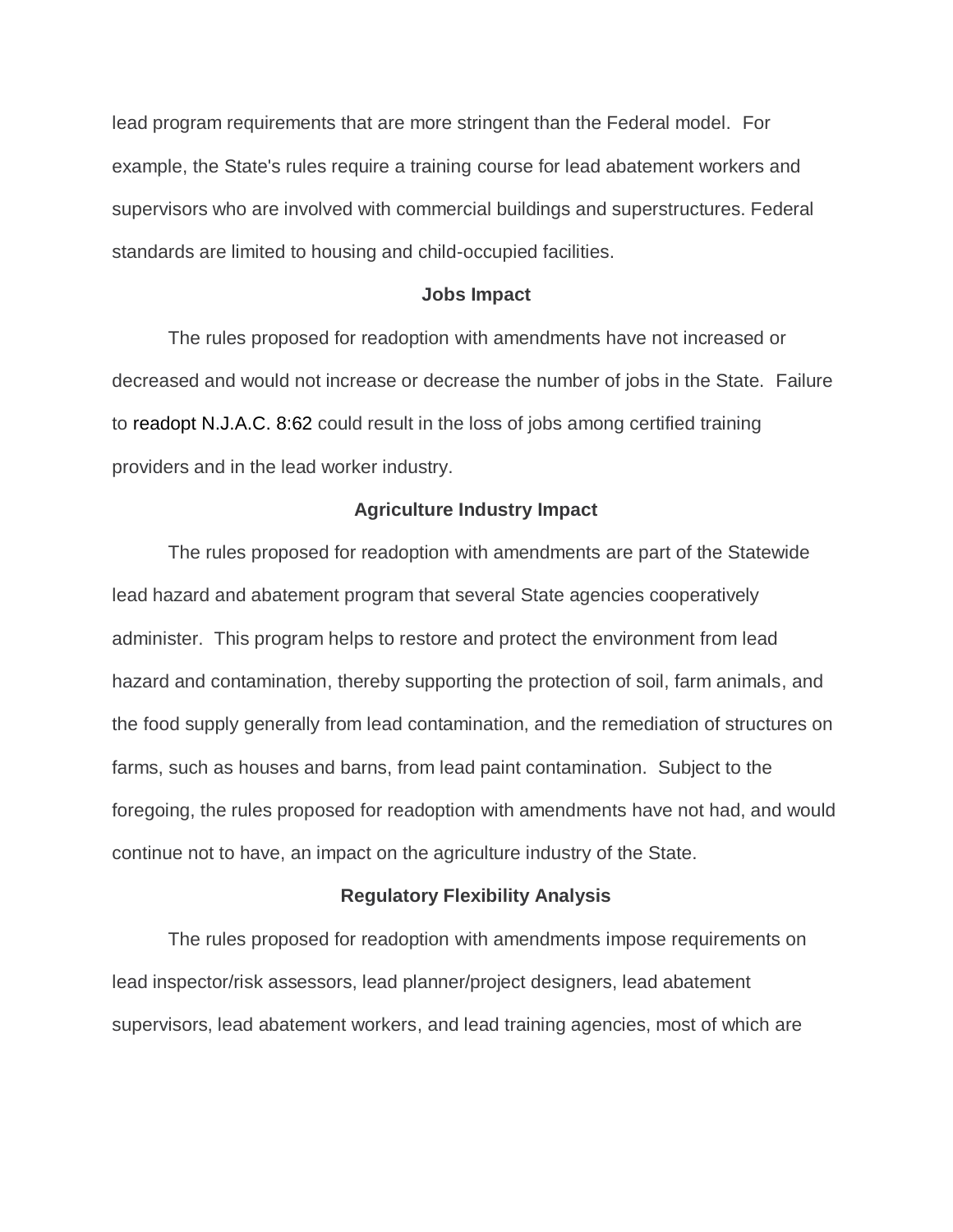lead program requirements that are more stringent than the Federal model. For example, the State's rules require a training course for lead abatement workers and supervisors who are involved with commercial buildings and superstructures. Federal standards are limited to housing and child-occupied facilities.

## Jobs Impact

The rules proposed for readoption with amendments have not increased or decreased and would not increase or decrease the number of jobs in the State. Failure to readopt N.J.A.C. 8:62 could result in the loss of jobs among certified training providers and in the lead worker industry.

## Agriculture Industry Impact

The rules proposed for readoption with amendments are part of the Statewide lead hazard and abatement program that several State agencies cooperatively administer. This program helps to restore and protect the environment from lead hazard and contamination, thereby supporting the protection of soil, farm animals, and the food supply generally from lead contamination, and the remediation of structures on farms, such as houses and barns, from lead paint contamination. Subject to the foregoing, the rules proposed for readoption with amendments have not had, and would continue not to have, an impact on the agriculture industry of the State.

## Regulatory Flexibility Analysis

The rules proposed for readoption with amendments impose requirements on lead inspector/risk assessors, lead planner/project designers, lead abatement supervisors, lead abatement workers, and lead training agencies, most of which are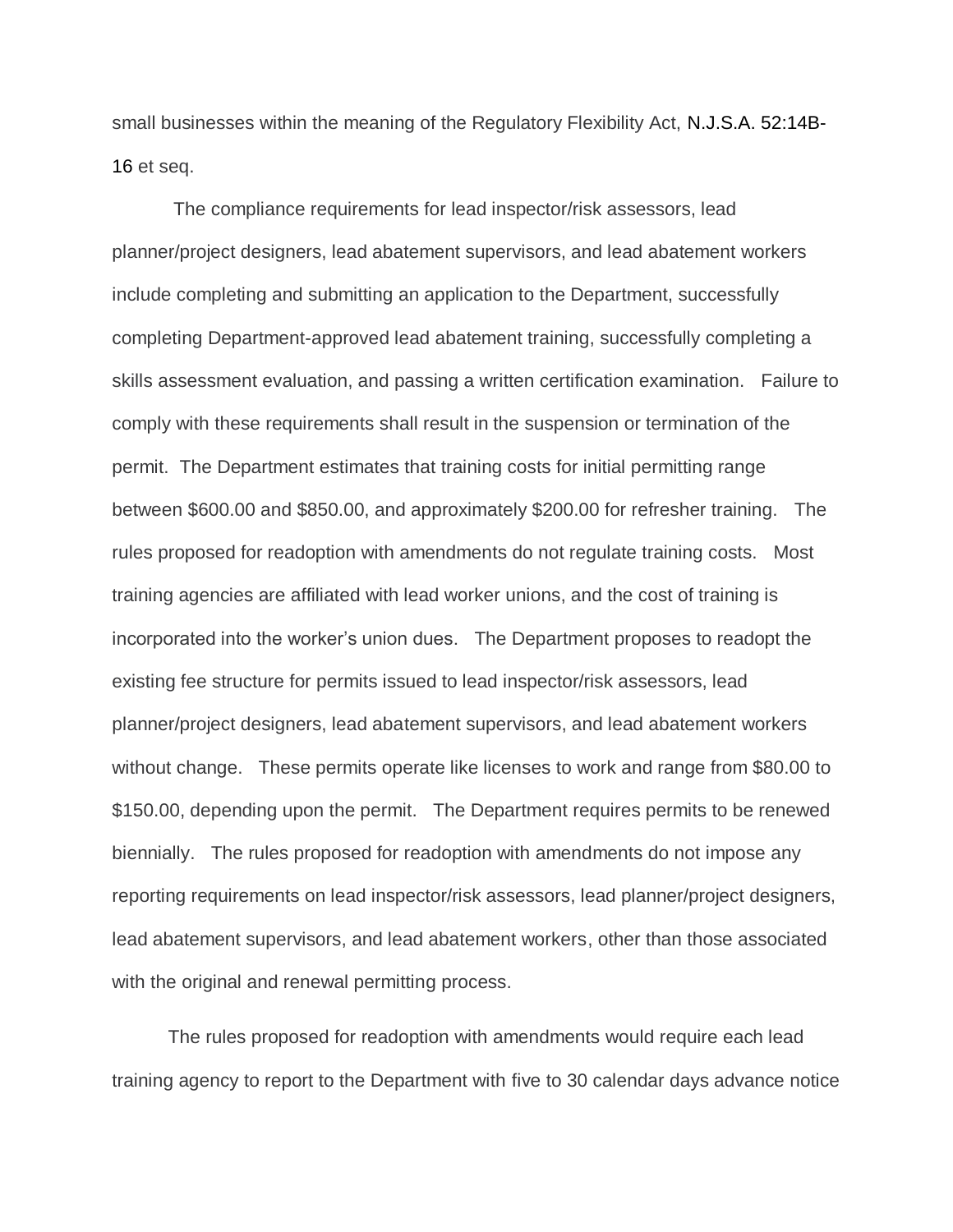small businesses within the meaning of the Regulatory Flexibility Act, N.J.S.A. 52:14B-16 et seq.

The compliance requirements for lead inspector/risk assessors, lead planner/project designers, lead abatement supervisors, and lead abatement workers include completing and submitting an application to the Department, successfully completing Department-approved lead abatement training, successfully completing a skills assessment evaluation, and passing a written certification examination. Failure to comply with these requirements shall result in the suspension or termination of the permit. The Department estimates that training costs for initial permitting range between $600.00 and $850.00, and approximately $200.00 for refresher training. The rules proposed for readoption with amendments do not regulate training costs. Most training agencies are affiliated with lead worker unions, and the cost of training is incorporated into the worker's union dues. The Department proposes to readopt the existing fee structure for permits issued to lead inspector/risk assessors, lead planner/project designers, lead abatement supervisors, and lead abatement workers without change. These permits operate like licenses to work and range from $80.00 to $150.00, depending upon the permit. The Department requires permits to be renewed biennially. The rules proposed for readoption with amendments do not impose any reporting requirements on lead inspector/risk assessors, lead planner/project designers, lead abatement supervisors, and lead abatement workers, other than those associated with the original and renewal permitting process.

The rules proposed for readoption with amendments would require each lead training agency to report to the Department with five to 30 calendar days advance notice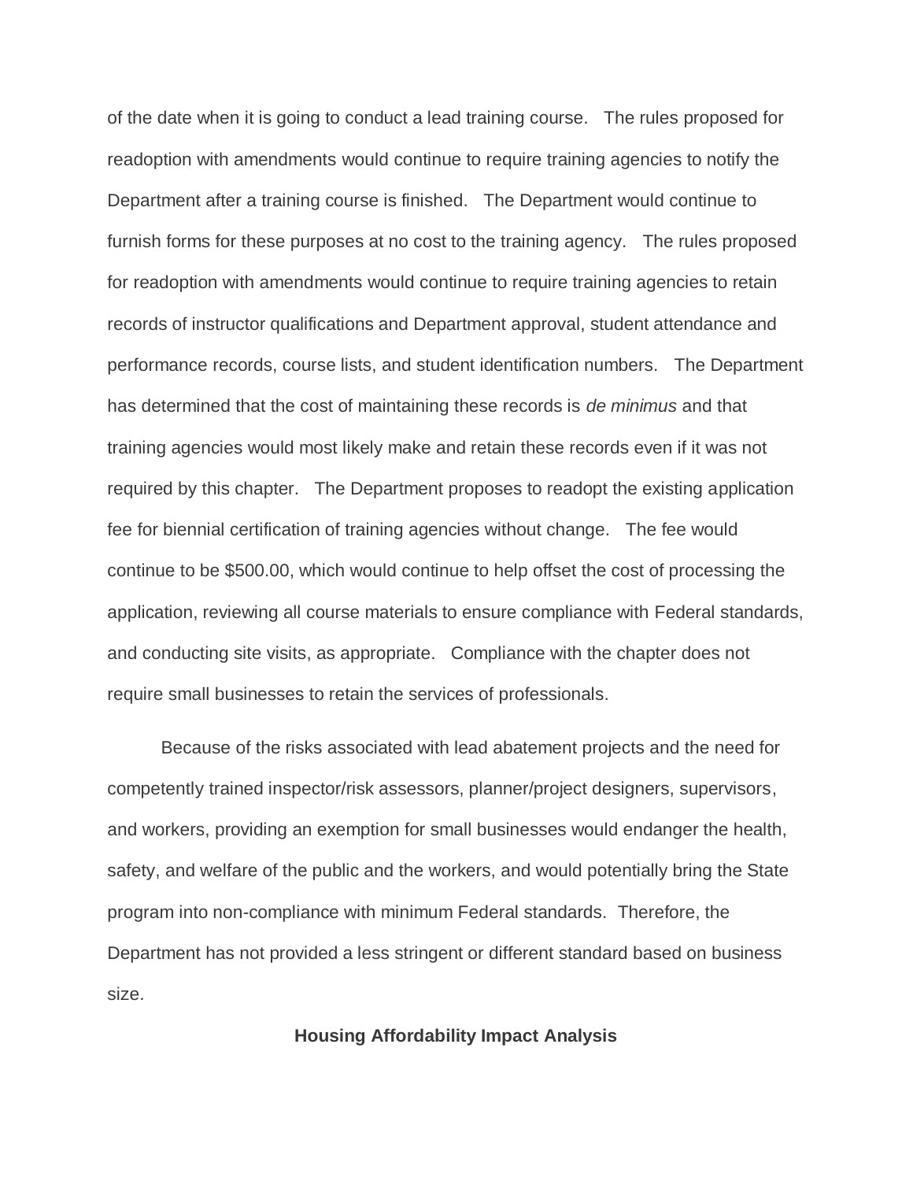of the date when it is going to conduct a lead training course. The rules proposed for readoption with amendments would continue to require training agencies to notify the Department after a training course is finished. The Department would continue to furnish forms for these purposes at no cost to the training agency. The rules proposed for readoption with amendments would continue to require training agencies to retain records of instructor qualifications and Department approval, student attendance and performance records, course lists, and student identification numbers. The Department has determined that the cost of maintaining these records is *de minimus* and that training agencies would most likely make and retain these records even if it was not required by this chapter. The Department proposes to readopt the existing application fee for biennial certification of training agencies without change. The fee would continue to be $500.00, which would continue to help offset the cost of processing the application, reviewing all course materials to ensure compliance with Federal standards, and conducting site visits, as appropriate. Compliance with the chapter does not require small businesses to retain the services of professionals.

Because of the risks associated with lead abatement projects and the need for competently trained inspector/risk assessors, planner/project designers, supervisors, and workers, providing an exemption for small businesses would endanger the health, safety, and welfare of the public and the workers, and would potentially bring the State program into non-compliance with minimum Federal standards. Therefore, the Department has not provided a less stringent or different standard based on business size.

**Housing Affordability Impact Analysis**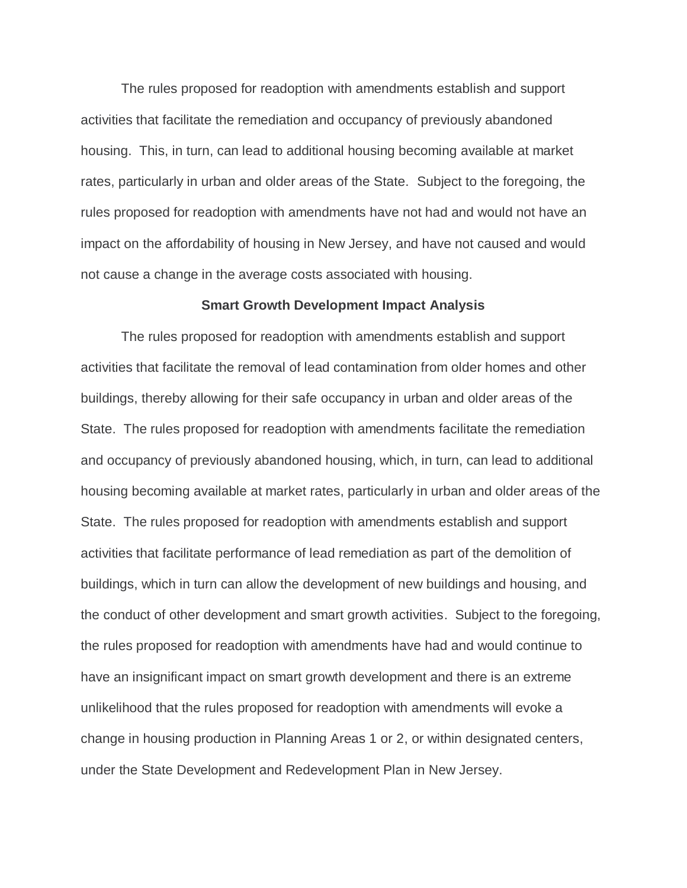The rules proposed for readoption with amendments establish and support activities that facilitate the remediation and occupancy of previously abandoned housing. This, in turn, can lead to additional housing becoming available at market rates, particularly in urban and older areas of the State. Subject to the foregoing, the rules proposed for readoption with amendments have not had and would not have an impact on the affordability of housing in New Jersey, and have not caused and would not cause a change in the average costs associated with housing.

**Smart Growth Development Impact Analysis**

The rules proposed for readoption with amendments establish and support activities that facilitate the removal of lead contamination from older homes and other buildings, thereby allowing for their safe occupancy in urban and older areas of the State. The rules proposed for readoption with amendments facilitate the remediation and occupancy of previously abandoned housing, which, in turn, can lead to additional housing becoming available at market rates, particularly in urban and older areas of the State. The rules proposed for readoption with amendments establish and support activities that facilitate performance of lead remediation as part of the demolition of buildings, which in turn can allow the development of new buildings and housing, and the conduct of other development and smart growth activities. Subject to the foregoing, the rules proposed for readoption with amendments have had and would continue to have an insignificant impact on smart growth development and there is an extreme unlikelihood that the rules proposed for readoption with amendments will evoke a change in housing production in Planning Areas 1 or 2, or within designated centers, under the State Development and Redevelopment Plan in New Jersey.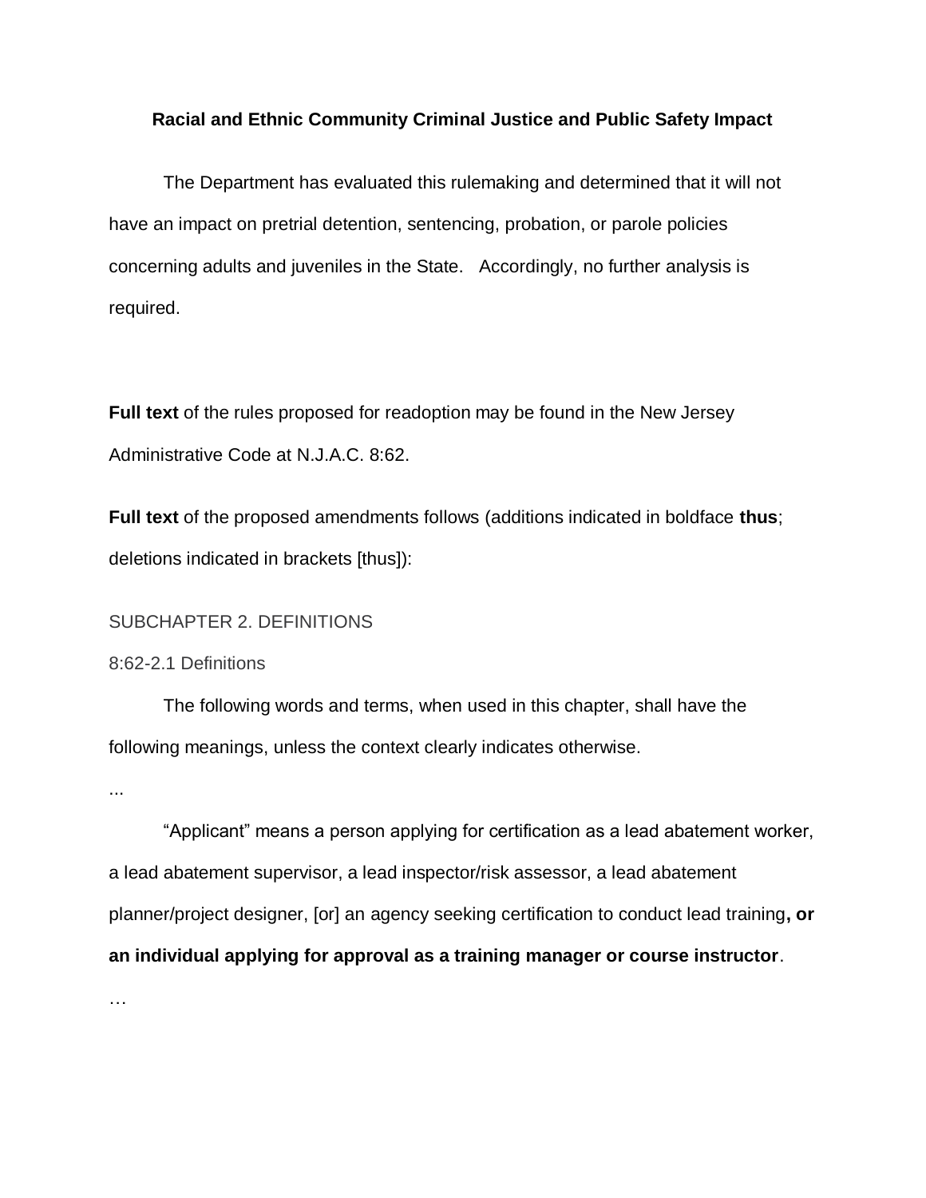## Racial and Ethnic Community Criminal Justice and Public Safety Impact

The Department has evaluated this rulemaking and determined that it will not have an impact on pretrial detention, sentencing, probation, or parole policies concerning adults and juveniles in the State. Accordingly, no further analysis is required.

**Full text** of the rules proposed for readoption may be found in the New Jersey Administrative Code at N.J.A.C. 8:62.

**Full text** of the proposed amendments follows (additions indicated in boldface **thus**; deletions indicated in brackets [thus]):

SUBCHAPTER 2. DEFINITIONS

8:62-2.1 Definitions

The following words and terms, when used in this chapter, shall have the following meanings, unless the context clearly indicates otherwise.

...

"Applicant" means a person applying for certification as a lead abatement worker, a lead abatement supervisor, a lead inspector/risk assessor, a lead abatement planner/project designer, [or] an agency seeking certification to conduct lead training**, or an individual applying for approval as a training manager or course instructor**.

…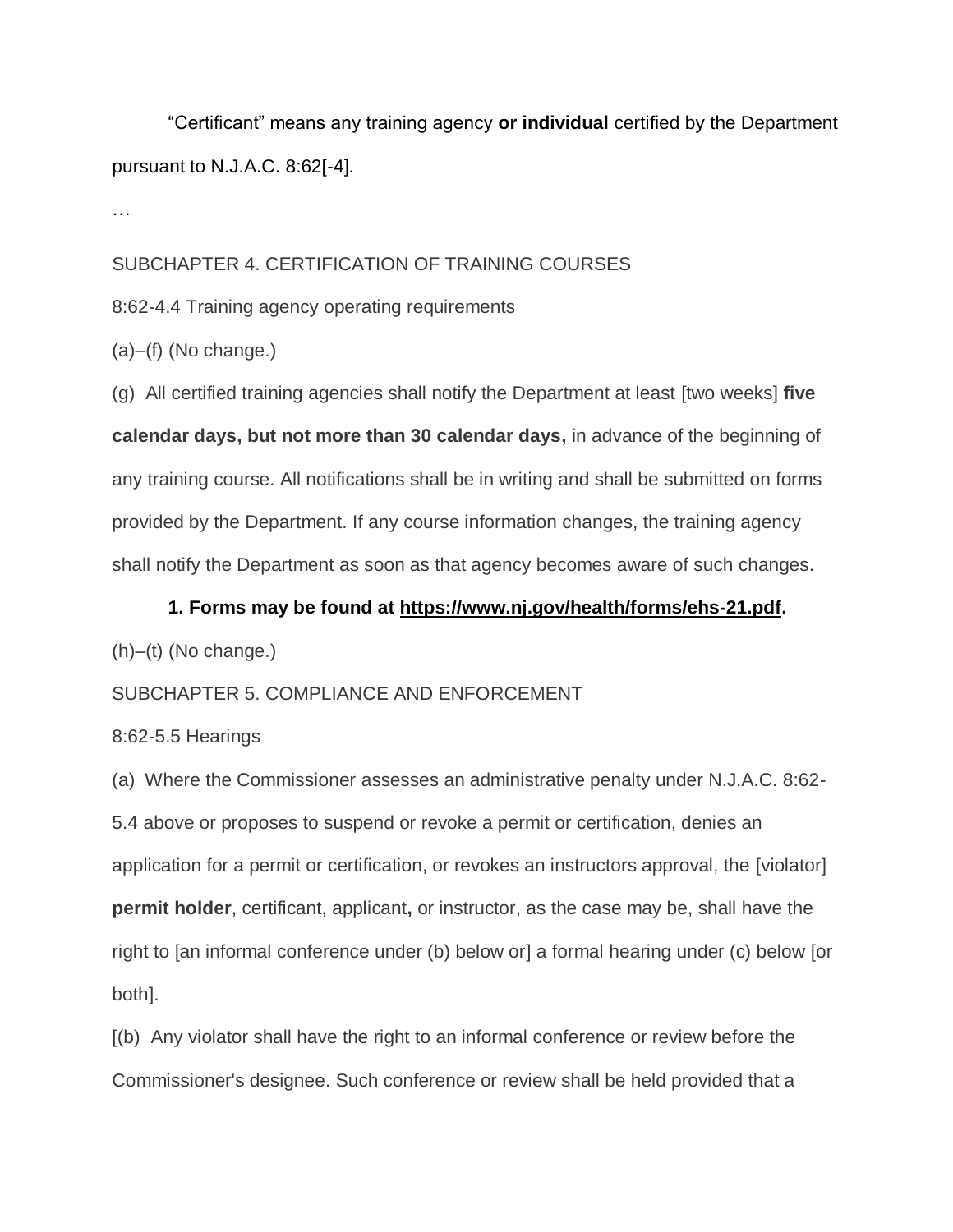"Certificant" means any training agency **or individual** certified by the Department pursuant to N.J.A.C. 8:62[-4].

…

SUBCHAPTER 4. CERTIFICATION OF TRAINING COURSES

8:62-4.4 Training agency operating requirements

(a)–(f) (No change.)

(g) All certified training agencies shall notify the Department at least [two weeks] **five calendar days, but not more than 30 calendar days,** in advance of the beginning of any training course. All notifications shall be in writing and shall be submitted on forms provided by the Department. If any course information changes, the training agency shall notify the Department as soon as that agency becomes aware of such changes.

**1. Forms may be found at https://www.nj.gov/health/forms/ehs-21.pdf.**

(h)–(t) (No change.)

SUBCHAPTER 5. COMPLIANCE AND ENFORCEMENT

8:62-5.5 Hearings

(a) Where the Commissioner assesses an administrative penalty under N.J.A.C. 8:62-5.4 above or proposes to suspend or revoke a permit or certification, denies an application for a permit or certification, or revokes an instructors approval, the [violator] **permit holder**, certificant, applicant**,** or instructor, as the case may be, shall have the right to [an informal conference under (b) below or] a formal hearing under (c) below [or both].

[(b) Any violator shall have the right to an informal conference or review before the Commissioner's designee. Such conference or review shall be held provided that a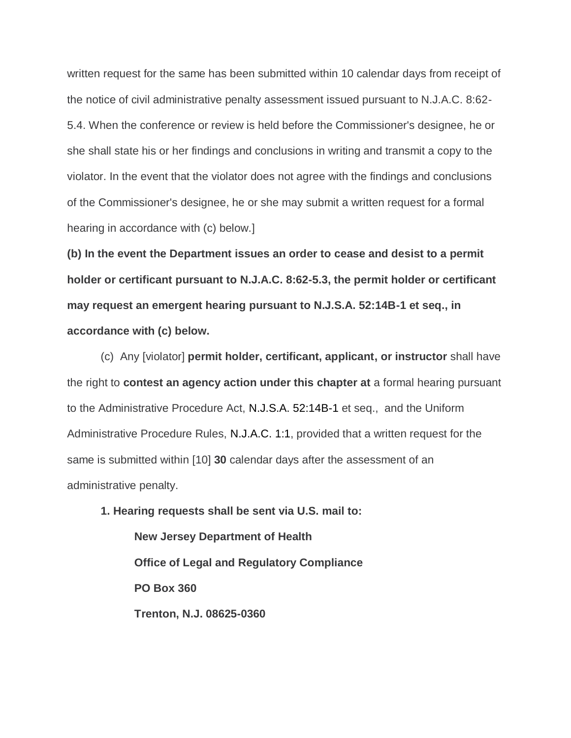written request for the same has been submitted within 10 calendar days from receipt of the notice of civil administrative penalty assessment issued pursuant to N.J.A.C. 8:62-5.4. When the conference or review is held before the Commissioner's designee, he or she shall state his or her findings and conclusions in writing and transmit a copy to the violator. In the event that the violator does not agree with the findings and conclusions of the Commissioner's designee, he or she may submit a written request for a formal hearing in accordance with (c) below.]

**(b) In the event the Department issues an order to cease and desist to a permit holder or certificant pursuant to N.J.A.C. 8:62-5.3, the permit holder or certificant may request an emergent hearing pursuant to N.J.S.A. 52:14B-1 et seq., in accordance with (c) below.**

(c) Any [violator] **permit holder, certificant, applicant, or instructor** shall have the right to **contest an agency action under this chapter at** a formal hearing pursuant to the Administrative Procedure Act, N.J.S.A. 52:14B-1 et seq., and the Uniform Administrative Procedure Rules, N.J.A.C. 1:1, provided that a written request for the same is submitted within [10] **30** calendar days after the assessment of an administrative penalty.

**1. Hearing requests shall be sent via U.S. mail to:**

**New Jersey Department of Health**

**Office of Legal and Regulatory Compliance**

**PO Box 360**

**Trenton, N.J. 08625-0360**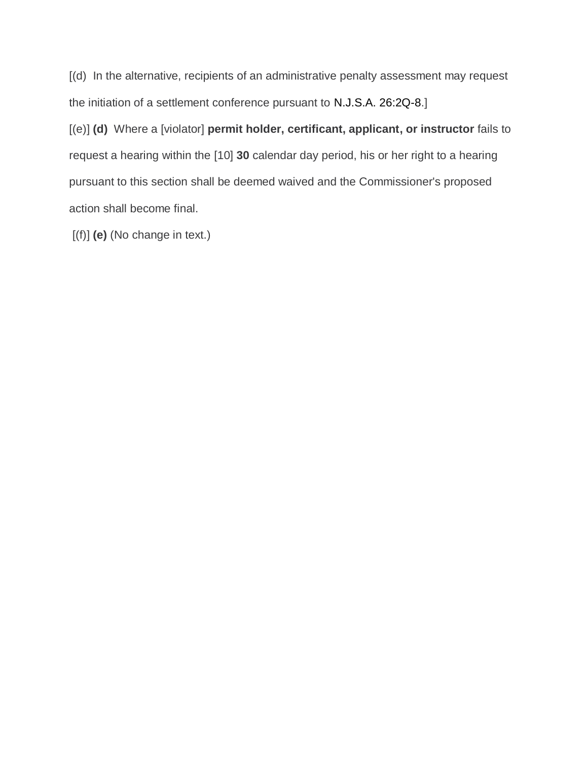[(d)  In the alternative, recipients of an administrative penalty assessment may request the initiation of a settlement conference pursuant to N.J.S.A. 26:2Q-8.]

[(e)] **(d)**  Where a [violator] **permit holder, certificant, applicant, or instructor** fails to request a hearing within the [10] **30** calendar day period, his or her right to a hearing pursuant to this section shall be deemed waived and the Commissioner's proposed action shall become final.

[(f)] **(e)** (No change in text.)